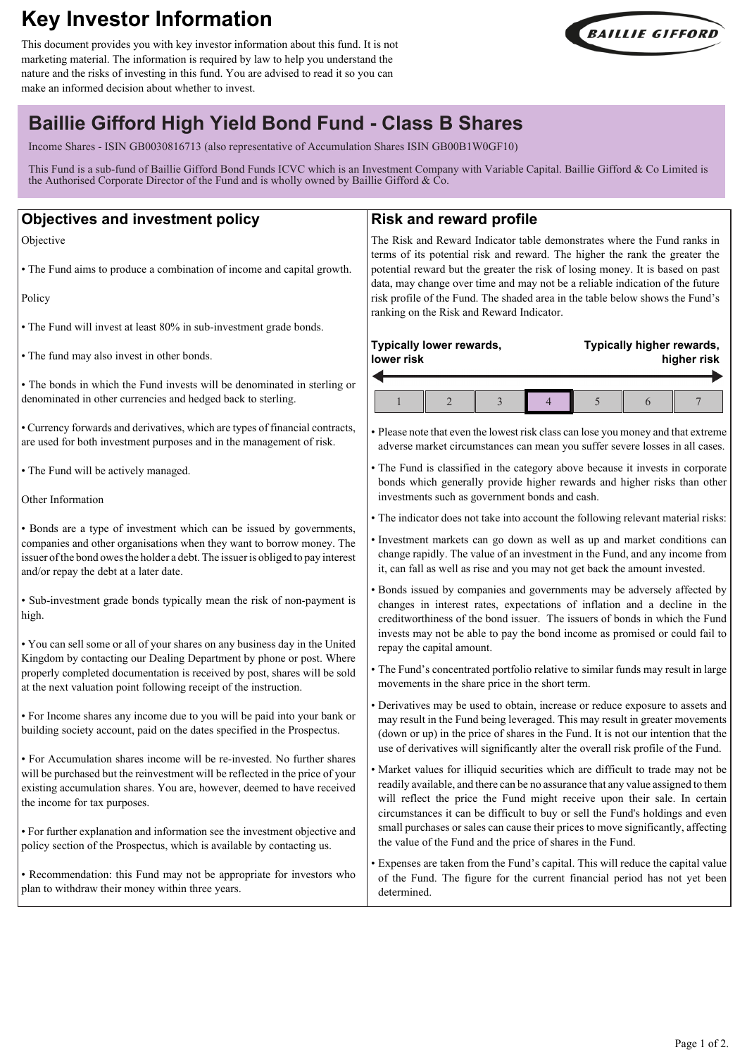# Key Investor Information

This document provides you with key investor information about this fund. It is not marketing material. The information is required by law to help you understand the nature and the risks of investing in this fund. You are advised to read it so you can make an informed decision about whether to invest.

## Baillie Gifford High Yield Bond Fund - Class B Shares

Income Shares - ISIN GB0030816713 (also representative of Accumulation Shares ISIN GB00B1W0GF10)

This Fund is a sub-fund of Baillie Gifford Bond Funds ICVC which is an Investment Company with Variable Capital. Baillie Gifford & Co Limited is the Authorised Corporate Director of the Fund and is wholly owned by Baillie Gifford & Co.

## Objectives and investment policy

Objective

- The Fund aims to produce a combination of income and capital growth.

Policy

- The Fund will invest at least 80% in sub-investment grade bonds.
- The fund may also invest in other bonds.
- The bonds in which the Fund invests will be denominated in sterling or denominated in other currencies and hedged back to sterling.
- Currency forwards and derivatives, which are types of financial contracts, are used for both investment purposes and in the management of risk.
- The Fund will be actively managed.

Other Information

- Bonds are a type of investment which can be issued by governments, companies and other organisations when they want to borrow money. The issuer of the bond owes the holder a debt. The issuer is obliged to pay interest and/or repay the debt at a later date.
- Sub-investment grade bonds typically mean the risk of non-payment is high.
- You can sell some or all of your shares on any business day in the United Kingdom by contacting our Dealing Department by phone or post. Where properly completed documentation is received by post, shares will be sold at the next valuation point following receipt of the instruction.
- For Income shares any income due to you will be paid into your bank or building society account, paid on the dates specified in the Prospectus.
- For Accumulation shares income will be re-invested. No further shares will be purchased but the reinvestment will be reflected in the price of your existing accumulation shares. You are, however, deemed to have received the income for tax purposes.
- For further explanation and information see the investment objective and policy section of the Prospectus, which is available by contacting us.
- Recommendation: this Fund may not be appropriate for investors who plan to withdraw their money within three years.

## Risk and reward profile

The Risk and Reward Indicator table demonstrates where the Fund ranks in terms of its potential risk and reward. The higher the rank the greater the potential reward but the greater the risk of losing money. It is based on past data, may change over time and may not be a reliable indication of the future risk profile of the Fund. The shaded area in the table below shows the Fund's ranking on the Risk and Reward Indicator.

**Typically lower rewards, lower risk** ← → **Typically higher rewards, higher risk**

| 1 | 2 | 3 | **4** | 5 | 6 | 7 |
|---|---|---|---|---|---|---|

- Please note that even the lowest risk class can lose you money and that extreme adverse market circumstances can mean you suffer severe losses in all cases.
- The Fund is classified in the category above because it invests in corporate bonds which generally provide higher rewards and higher risks than other investments such as government bonds and cash.
- The indicator does not take into account the following relevant material risks:
- Investment markets can go down as well as up and market conditions can change rapidly. The value of an investment in the Fund, and any income from it, can fall as well as rise and you may not get back the amount invested.
- Bonds issued by companies and governments may be adversely affected by changes in interest rates, expectations of inflation and a decline in the creditworthiness of the bond issuer. The issuers of bonds in which the Fund invests may not be able to pay the bond income as promised or could fail to repay the capital amount.
- The Fund's concentrated portfolio relative to similar funds may result in large movements in the share price in the short term.
- Derivatives may be used to obtain, increase or reduce exposure to assets and may result in the Fund being leveraged. This may result in greater movements (down or up) in the price of shares in the Fund. It is not our intention that the use of derivatives will significantly alter the overall risk profile of the Fund.
- Market values for illiquid securities which are difficult to trade may not be readily available, and there can be no assurance that any value assigned to them will reflect the price the Fund might receive upon their sale. In certain circumstances it can be difficult to buy or sell the Fund's holdings and even small purchases or sales can cause their prices to move significantly, affecting the value of the Fund and the price of shares in the Fund.
- Expenses are taken from the Fund's capital. This will reduce the capital value of the Fund. The figure for the current financial period has not yet been determined.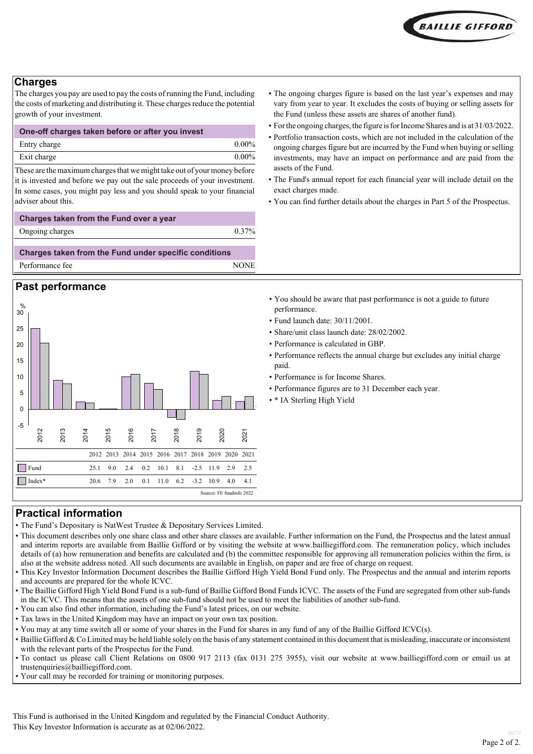## Charges

The charges you pay are used to pay the costs of running the Fund, including the costs of marketing and distributing it. These charges reduce the potential growth of your investment.

| One-off charges taken before or after you invest | |
|---|---|
| Entry charge | 0.00% |
| Exit charge | 0.00% |

These are the maximum charges that we might take out of your money before it is invested and before we pay out the sale proceeds of your investment. In some cases, you might pay less and you should speak to your financial adviser about this.

| Charges taken from the Fund over a year | |
|---|---|
| Ongoing charges | 0.37% |

| Charges taken from the Fund under specific conditions | |
|---|---|
| Performance fee | NONE |

- The ongoing charges figure is based on the last year's expenses and may vary from year to year. It excludes the costs of buying or selling assets for the Fund (unless these assets are shares of another fund).
- For the ongoing charges, the figure is for Income Shares and is at 31/03/2022.
- Portfolio transaction costs, which are not included in the calculation of the ongoing charges figure but are incurred by the Fund when buying or selling investments, may have an impact on performance and are paid from the assets of the Fund.
- The Fund's annual report for each financial year will include detail on the exact charges made.
- You can find further details about the charges in Part 5 of the Prospectus.

## Past performance

%
30
25
20
15
10
5
0
-5

2012 2013 2014 2015 2016 2017 2018 2019 2020 2021

| | 2012 | 2013 | 2014 | 2015 | 2016 | 2017 | 2018 | 2019 | 2020 | 2021 |
|---|---|---|---|---|---|---|---|---|---|---|
| Fund | 25.1 | 9.0 | 2.4 | 0.2 | 10.1 | 8.1 | -2.5 | 11.9 | 2.9 | 2.5 |
| Index* | 20.6 | 7.9 | 2.0 | 0.1 | 11.0 | 6.2 | -3.2 | 10.9 | 4.0 | 4.1 |

Source: FE fundinfo 2022

- You should be aware that past performance is not a guide to future performance.
- Fund launch date: 30/11/2001.
- Share/unit class launch date: 28/02/2002.
- Performance is calculated in GBP.
- Performance reflects the annual charge but excludes any initial charge paid.
- Performance is for Income Shares.
- Performance figures are to 31 December each year.
- * IA Sterling High Yield

## Practical information

- The Fund's Depositary is NatWest Trustee & Depositary Services Limited.
- This document describes only one share class and other share classes are available. Further information on the Fund, the Prospectus and the latest annual and interim reports are available from Baillie Gifford or by visiting the website at www.bailliegifford.com. The remuneration policy, which includes details of (a) how remuneration and benefits are calculated and (b) the committee responsible for approving all remuneration policies within the firm, is also at the website address noted. All such documents are available in English, on paper and are free of charge on request.
- This Key Investor Information Document describes the Baillie Gifford High Yield Bond Fund only. The Prospectus and the annual and interim reports and accounts are prepared for the whole ICVC.
- The Baillie Gifford High Yield Bond Fund is a sub-fund of Baillie Gifford Bond Funds ICVC. The assets of the Fund are segregated from other sub-funds in the ICVC. This means that the assets of one sub-fund should not be used to meet the liabilities of another sub-fund.
- You can also find other information, including the Fund's latest prices, on our website.
- Tax laws in the United Kingdom may have an impact on your own tax position.
- You may at any time switch all or some of your shares in the Fund for shares in any fund of any of the Baillie Gifford ICVC(s).
- Baillie Gifford & Co Limited may be held liable solely on the basis of any statement contained in this document that is misleading, inaccurate or inconsistent with the relevant parts of the Prospectus for the Fund.
- To contact us please call Client Relations on 0800 917 2113 (fax 0131 275 3955), visit our website at www.bailliegifford.com or email us at trustenquiries@bailliegifford.com.
- Your call may be recorded for training or monitoring purposes.

This Fund is authorised in the United Kingdom and regulated by the Financial Conduct Authority.
This Key Investor Information is accurate as at 02/06/2022.